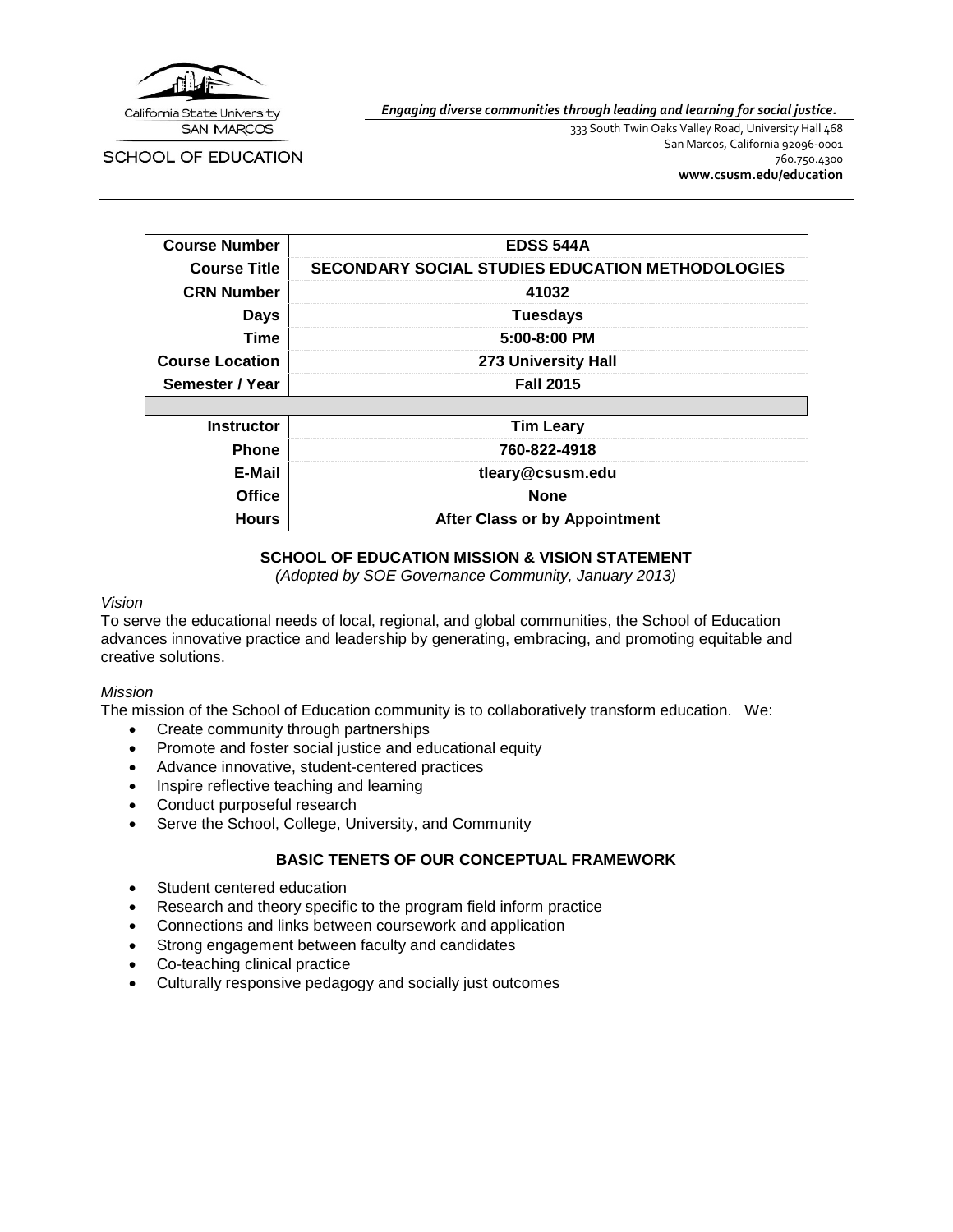California State University
SAN MARCOS

SCHOOL OF EDUCATION

*Engaging diverse communities through leading and learning for social justice.*

333 South Twin Oaks Valley Road, University Hall 468
San Marcos, California 92096-0001
760.750.4300
**www.csusm.edu/education**

| **Course Number** | **EDSS 544A** |
|---|---|
| **Course Title** | **SECONDARY SOCIAL STUDIES EDUCATION METHODOLOGIES** |
| **CRN Number** | **41032** |
| **Days** | **Tuesdays** |
| **Time** | **5:00-8:00 PM** |
| **Course Location** | **273 University Hall** |
| **Semester / Year** | **Fall 2015** |
| | |
| **Instructor** | **Tim Leary** |
| **Phone** | **760-822-4918** |
| **E-Mail** | **tleary@csusm.edu** |
| **Office** | **None** |
| **Hours** | **After Class or by Appointment** |

## SCHOOL OF EDUCATION MISSION & VISION STATEMENT

*(Adopted by SOE Governance Community, January 2013)*

*Vision*

To serve the educational needs of local, regional, and global communities, the School of Education advances innovative practice and leadership by generating, embracing, and promoting equitable and creative solutions.

*Mission*

The mission of the School of Education community is to collaboratively transform education. We:

- Create community through partnerships
- Promote and foster social justice and educational equity
- Advance innovative, student-centered practices
- Inspire reflective teaching and learning
- Conduct purposeful research
- Serve the School, College, University, and Community

## BASIC TENETS OF OUR CONCEPTUAL FRAMEWORK

- Student centered education
- Research and theory specific to the program field inform practice
- Connections and links between coursework and application
- Strong engagement between faculty and candidates
- Co-teaching clinical practice
- Culturally responsive pedagogy and socially just outcomes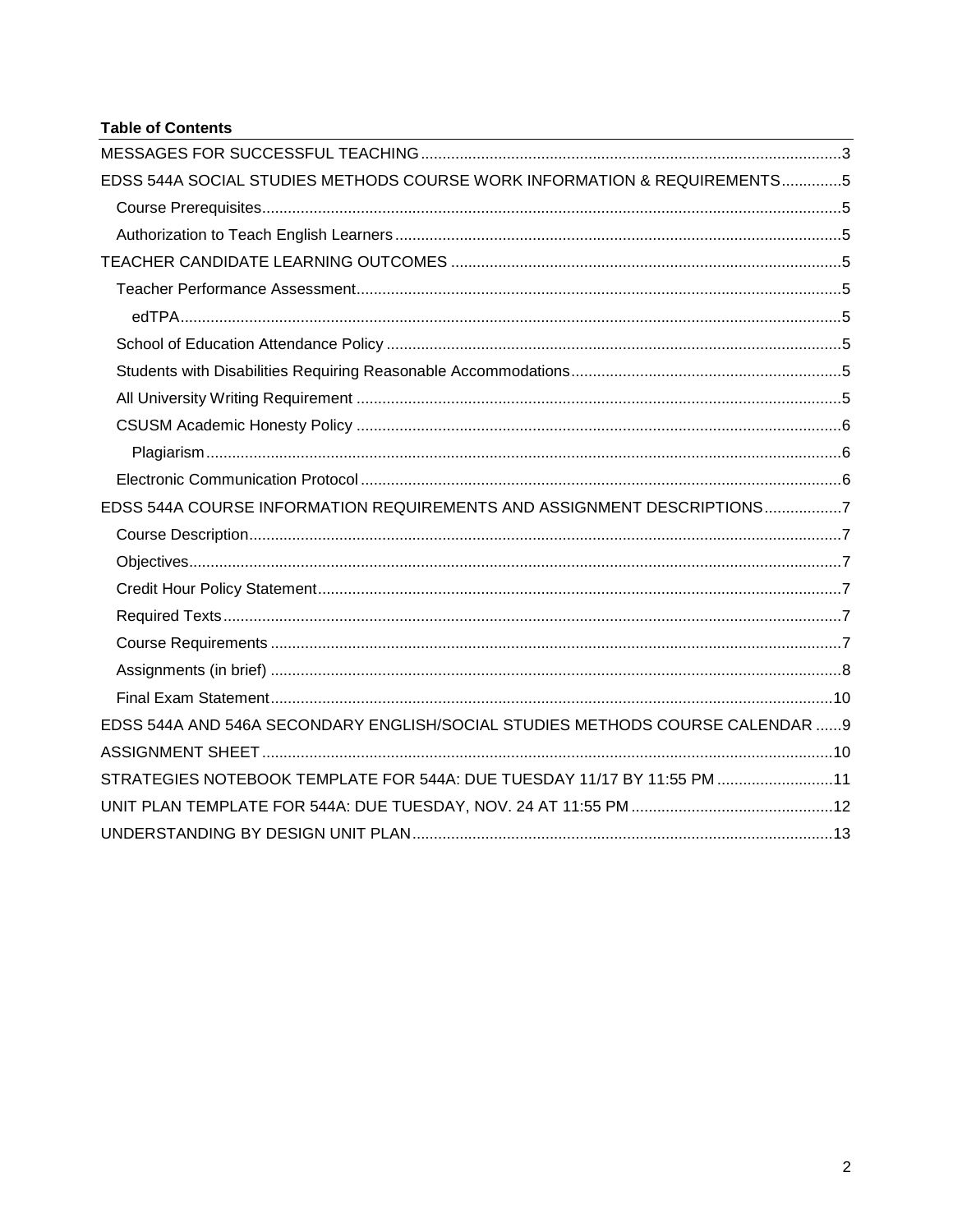**Table of Contents**

- MESSAGES FOR SUCCESSFUL TEACHING ........ 3
- EDSS 544A SOCIAL STUDIES METHODS COURSE WORK INFORMATION & REQUIREMENTS ........ 5
  - Course Prerequisites ........ 5
  - Authorization to Teach English Learners ........ 5
- TEACHER CANDIDATE LEARNING OUTCOMES ........ 5
  - Teacher Performance Assessment ........ 5
    - edTPA ........ 5
  - School of Education Attendance Policy ........ 5
  - Students with Disabilities Requiring Reasonable Accommodations ........ 5
  - All University Writing Requirement ........ 5
  - CSUSM Academic Honesty Policy ........ 6
    - Plagiarism ........ 6
  - Electronic Communication Protocol ........ 6
- EDSS 544A COURSE INFORMATION REQUIREMENTS AND ASSIGNMENT DESCRIPTIONS ........ 7
  - Course Description ........ 7
  - Objectives ........ 7
  - Credit Hour Policy Statement ........ 7
  - Required Texts ........ 7
  - Course Requirements ........ 7
  - Assignments (in brief) ........ 8
  - Final Exam Statement ........ 10
- EDSS 544A AND 546A SECONDARY ENGLISH/SOCIAL STUDIES METHODS COURSE CALENDAR ........ 9
- ASSIGNMENT SHEET ........ 10
- STRATEGIES NOTEBOOK TEMPLATE FOR 544A: DUE TUESDAY 11/17 BY 11:55 PM ........ 11
- UNIT PLAN TEMPLATE FOR 544A: DUE TUESDAY, NOV. 24 AT 11:55 PM ........ 12
- UNDERSTANDING BY DESIGN UNIT PLAN ........ 13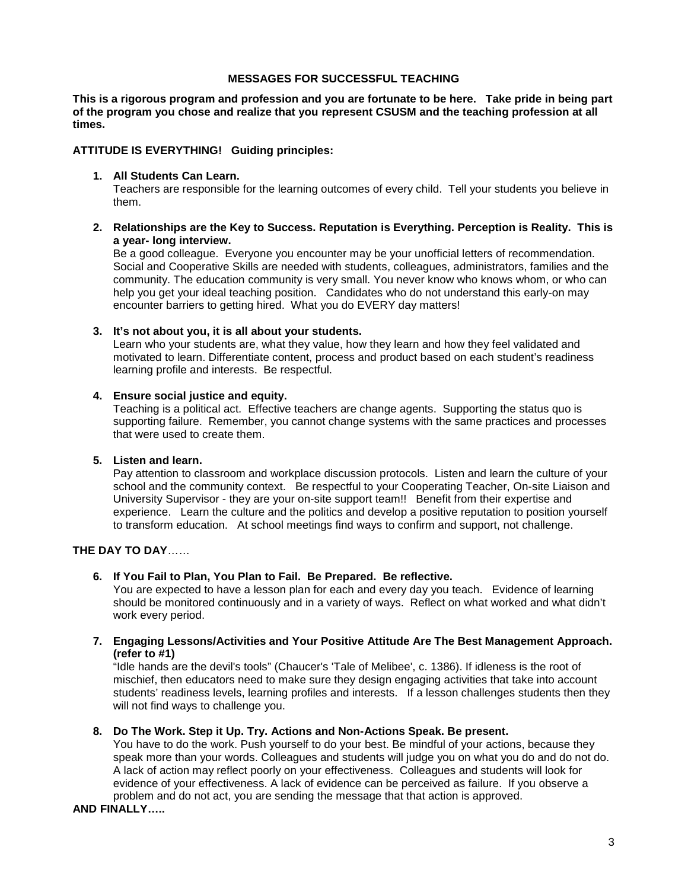# MESSAGES FOR SUCCESSFUL TEACHING

**This is a rigorous program and profession and you are fortunate to be here. Take pride in being part of the program you chose and realize that you represent CSUSM and the teaching profession at all times.**

**ATTITUDE IS EVERYTHING! Guiding principles:**

1. **All Students Can Learn.**
   Teachers are responsible for the learning outcomes of every child. Tell your students you believe in them.

2. **Relationships are the Key to Success. Reputation is Everything. Perception is Reality. This is a year- long interview.**
   Be a good colleague. Everyone you encounter may be your unofficial letters of recommendation. Social and Cooperative Skills are needed with students, colleagues, administrators, families and the community. The education community is very small. You never know who knows whom, or who can help you get your ideal teaching position. Candidates who do not understand this early-on may encounter barriers to getting hired. What you do EVERY day matters!

3. **It's not about you, it is all about your students.**
   Learn who your students are, what they value, how they learn and how they feel validated and motivated to learn. Differentiate content, process and product based on each student's readiness learning profile and interests. Be respectful.

4. **Ensure social justice and equity.**
   Teaching is a political act. Effective teachers are change agents. Supporting the status quo is supporting failure. Remember, you cannot change systems with the same practices and processes that were used to create them.

5. **Listen and learn.**
   Pay attention to classroom and workplace discussion protocols. Listen and learn the culture of your school and the community context. Be respectful to your Cooperating Teacher, On-site Liaison and University Supervisor - they are your on-site support team!! Benefit from their expertise and experience. Learn the culture and the politics and develop a positive reputation to position yourself to transform education. At school meetings find ways to confirm and support, not challenge.

**THE DAY TO DAY**……

6. **If You Fail to Plan, You Plan to Fail. Be Prepared. Be reflective.**
   You are expected to have a lesson plan for each and every day you teach. Evidence of learning should be monitored continuously and in a variety of ways. Reflect on what worked and what didn't work every period.

7. **Engaging Lessons/Activities and Your Positive Attitude Are The Best Management Approach. (refer to #1)**
   "Idle hands are the devil's tools" (Chaucer's 'Tale of Melibee', c. 1386). If idleness is the root of mischief, then educators need to make sure they design engaging activities that take into account students' readiness levels, learning profiles and interests. If a lesson challenges students then they will not find ways to challenge you.

8. **Do The Work. Step it Up. Try. Actions and Non-Actions Speak. Be present.**
   You have to do the work. Push yourself to do your best. Be mindful of your actions, because they speak more than your words. Colleagues and students will judge you on what you do and do not do. A lack of action may reflect poorly on your effectiveness. Colleagues and students will look for evidence of your effectiveness. A lack of evidence can be perceived as failure. If you observe a problem and do not act, you are sending the message that that action is approved.

**AND FINALLY…..**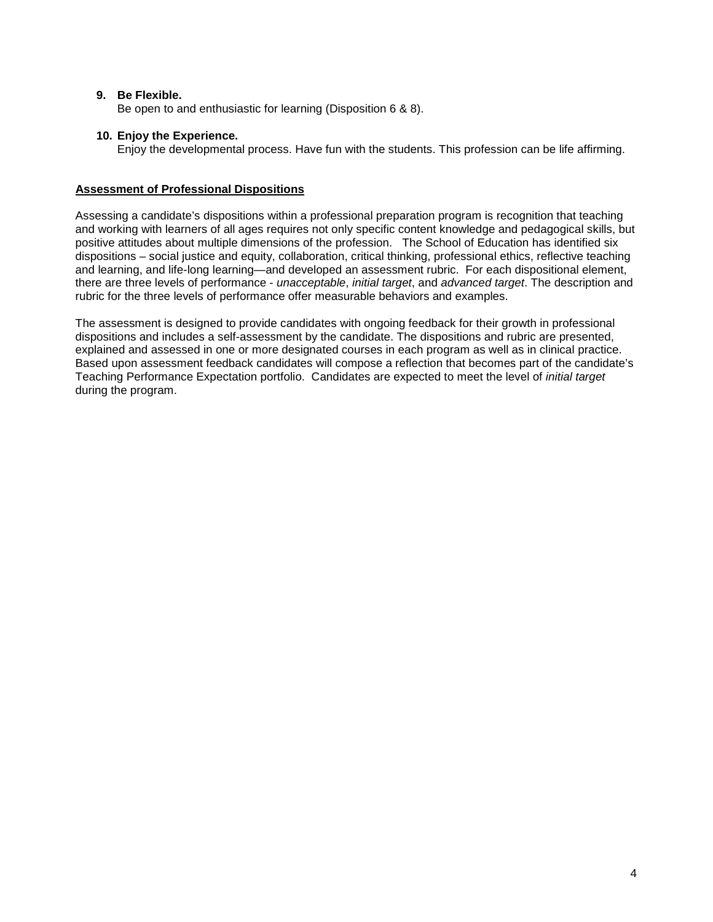9. **Be Flexible.**
   Be open to and enthusiastic for learning (Disposition 6 & 8).

10. **Enjoy the Experience.**
    Enjoy the developmental process. Have fun with the students. This profession can be life affirming.

**Assessment of Professional Dispositions**

Assessing a candidate's dispositions within a professional preparation program is recognition that teaching and working with learners of all ages requires not only specific content knowledge and pedagogical skills, but positive attitudes about multiple dimensions of the profession. The School of Education has identified six dispositions – social justice and equity, collaboration, critical thinking, professional ethics, reflective teaching and learning, and life-long learning—and developed an assessment rubric. For each dispositional element, there are three levels of performance - *unacceptable*, *initial target*, and *advanced target*. The description and rubric for the three levels of performance offer measurable behaviors and examples.

The assessment is designed to provide candidates with ongoing feedback for their growth in professional dispositions and includes a self-assessment by the candidate. The dispositions and rubric are presented, explained and assessed in one or more designated courses in each program as well as in clinical practice. Based upon assessment feedback candidates will compose a reflection that becomes part of the candidate's Teaching Performance Expectation portfolio. Candidates are expected to meet the level of *initial target* during the program.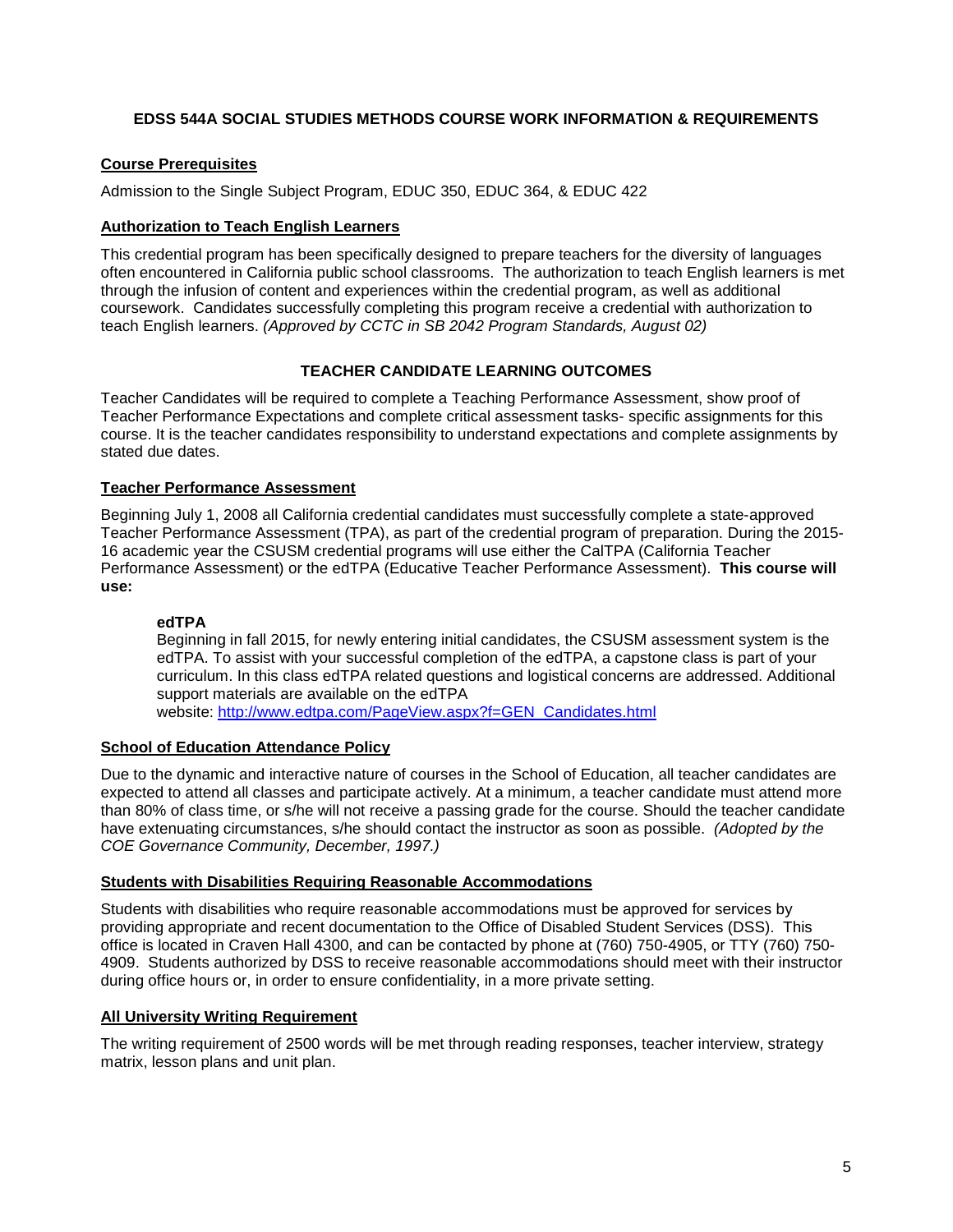## EDSS 544A SOCIAL STUDIES METHODS COURSE WORK INFORMATION & REQUIREMENTS

### Course Prerequisites

Admission to the Single Subject Program, EDUC 350, EDUC 364, & EDUC 422

### Authorization to Teach English Learners

This credential program has been specifically designed to prepare teachers for the diversity of languages often encountered in California public school classrooms. The authorization to teach English learners is met through the infusion of content and experiences within the credential program, as well as additional coursework. Candidates successfully completing this program receive a credential with authorization to teach English learners. *(Approved by CCTC in SB 2042 Program Standards, August 02)*

## TEACHER CANDIDATE LEARNING OUTCOMES

Teacher Candidates will be required to complete a Teaching Performance Assessment, show proof of Teacher Performance Expectations and complete critical assessment tasks- specific assignments for this course. It is the teacher candidates responsibility to understand expectations and complete assignments by stated due dates.

### Teacher Performance Assessment

Beginning July 1, 2008 all California credential candidates must successfully complete a state-approved Teacher Performance Assessment (TPA), as part of the credential program of preparation. During the 2015-16 academic year the CSUSM credential programs will use either the CalTPA (California Teacher Performance Assessment) or the edTPA (Educative Teacher Performance Assessment). **This course will use:**

> **edTPA**
> Beginning in fall 2015, for newly entering initial candidates, the CSUSM assessment system is the edTPA. To assist with your successful completion of the edTPA, a capstone class is part of your curriculum. In this class edTPA related questions and logistical concerns are addressed. Additional support materials are available on the edTPA website: [http://www.edtpa.com/PageView.aspx?f=GEN_Candidates.html](http://www.edtpa.com/PageView.aspx?f=GEN_Candidates.html)

### School of Education Attendance Policy

Due to the dynamic and interactive nature of courses in the School of Education, all teacher candidates are expected to attend all classes and participate actively. At a minimum, a teacher candidate must attend more than 80% of class time, or s/he will not receive a passing grade for the course. Should the teacher candidate have extenuating circumstances, s/he should contact the instructor as soon as possible. *(Adopted by the COE Governance Community, December, 1997.)*

### Students with Disabilities Requiring Reasonable Accommodations

Students with disabilities who require reasonable accommodations must be approved for services by providing appropriate and recent documentation to the Office of Disabled Student Services (DSS). This office is located in Craven Hall 4300, and can be contacted by phone at (760) 750-4905, or TTY (760) 750-4909. Students authorized by DSS to receive reasonable accommodations should meet with their instructor during office hours or, in order to ensure confidentiality, in a more private setting.

### All University Writing Requirement

The writing requirement of 2500 words will be met through reading responses, teacher interview, strategy matrix, lesson plans and unit plan.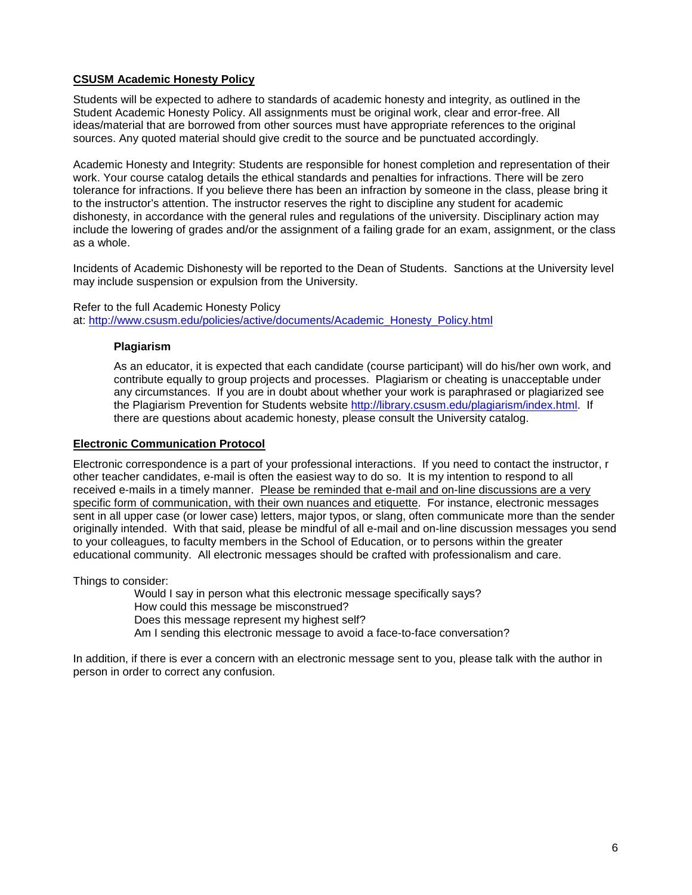## CSUSM Academic Honesty Policy

Students will be expected to adhere to standards of academic honesty and integrity, as outlined in the Student Academic Honesty Policy. All assignments must be original work, clear and error-free. All ideas/material that are borrowed from other sources must have appropriate references to the original sources. Any quoted material should give credit to the source and be punctuated accordingly.

Academic Honesty and Integrity: Students are responsible for honest completion and representation of their work. Your course catalog details the ethical standards and penalties for infractions. There will be zero tolerance for infractions. If you believe there has been an infraction by someone in the class, please bring it to the instructor's attention. The instructor reserves the right to discipline any student for academic dishonesty, in accordance with the general rules and regulations of the university. Disciplinary action may include the lowering of grades and/or the assignment of a failing grade for an exam, assignment, or the class as a whole.

Incidents of Academic Dishonesty will be reported to the Dean of Students. Sanctions at the University level may include suspension or expulsion from the University.

Refer to the full Academic Honesty Policy at: [http://www.csusm.edu/policies/active/documents/Academic_Honesty_Policy.html](http://www.csusm.edu/policies/active/documents/Academic_Honesty_Policy.html)

### Plagiarism

As an educator, it is expected that each candidate (course participant) will do his/her own work, and contribute equally to group projects and processes. Plagiarism or cheating is unacceptable under any circumstances. If you are in doubt about whether your work is paraphrased or plagiarized see the Plagiarism Prevention for Students website [http://library.csusm.edu/plagiarism/index.html](http://library.csusm.edu/plagiarism/index.html). If there are questions about academic honesty, please consult the University catalog.

## Electronic Communication Protocol

Electronic correspondence is a part of your professional interactions. If you need to contact the instructor, r other teacher candidates, e-mail is often the easiest way to do so. It is my intention to respond to all received e-mails in a timely manner. Please be reminded that e-mail and on-line discussions are a very specific form of communication, with their own nuances and etiquette. For instance, electronic messages sent in all upper case (or lower case) letters, major typos, or slang, often communicate more than the sender originally intended. With that said, please be mindful of all e-mail and on-line discussion messages you send to your colleagues, to faculty members in the School of Education, or to persons within the greater educational community. All electronic messages should be crafted with professionalism and care.

Things to consider:

Would I say in person what this electronic message specifically says?
How could this message be misconstrued?
Does this message represent my highest self?
Am I sending this electronic message to avoid a face-to-face conversation?

In addition, if there is ever a concern with an electronic message sent to you, please talk with the author in person in order to correct any confusion.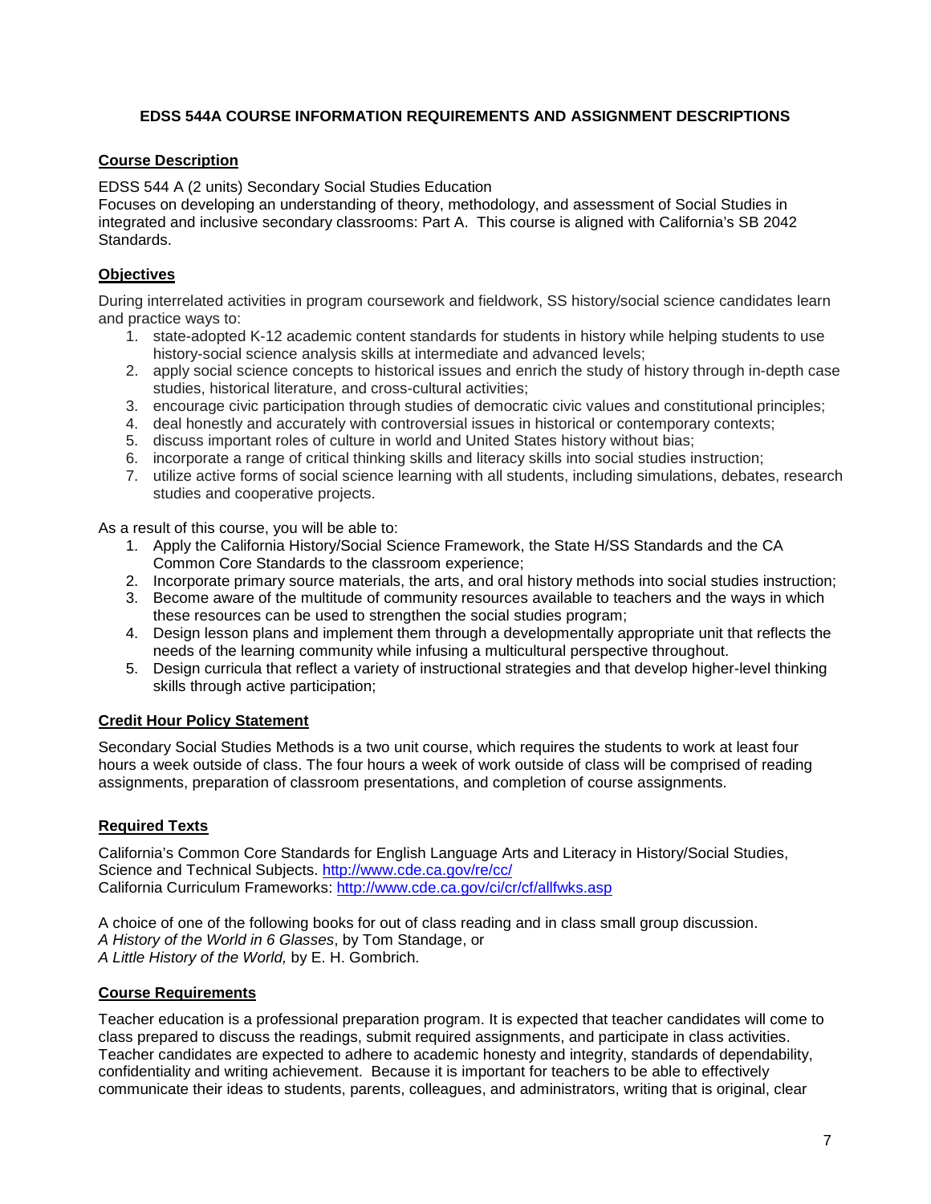# EDSS 544A COURSE INFORMATION REQUIREMENTS AND ASSIGNMENT DESCRIPTIONS

## Course Description

EDSS 544 A (2 units) Secondary Social Studies Education
Focuses on developing an understanding of theory, methodology, and assessment of Social Studies in integrated and inclusive secondary classrooms: Part A. This course is aligned with California's SB 2042 Standards.

## Objectives

During interrelated activities in program coursework and fieldwork, SS history/social science candidates learn and practice ways to:

1. state-adopted K-12 academic content standards for students in history while helping students to use history-social science analysis skills at intermediate and advanced levels;
2. apply social science concepts to historical issues and enrich the study of history through in-depth case studies, historical literature, and cross-cultural activities;
3. encourage civic participation through studies of democratic civic values and constitutional principles;
4. deal honestly and accurately with controversial issues in historical or contemporary contexts;
5. discuss important roles of culture in world and United States history without bias;
6. incorporate a range of critical thinking skills and literacy skills into social studies instruction;
7. utilize active forms of social science learning with all students, including simulations, debates, research studies and cooperative projects.

As a result of this course, you will be able to:

1. Apply the California History/Social Science Framework, the State H/SS Standards and the CA Common Core Standards to the classroom experience;
2. Incorporate primary source materials, the arts, and oral history methods into social studies instruction;
3. Become aware of the multitude of community resources available to teachers and the ways in which these resources can be used to strengthen the social studies program;
4. Design lesson plans and implement them through a developmentally appropriate unit that reflects the needs of the learning community while infusing a multicultural perspective throughout.
5. Design curricula that reflect a variety of instructional strategies and that develop higher-level thinking skills through active participation;

## Credit Hour Policy Statement

Secondary Social Studies Methods is a two unit course, which requires the students to work at least four hours a week outside of class. The four hours a week of work outside of class will be comprised of reading assignments, preparation of classroom presentations, and completion of course assignments.

## Required Texts

California's Common Core Standards for English Language Arts and Literacy in History/Social Studies, Science and Technical Subjects. http://www.cde.ca.gov/re/cc/
California Curriculum Frameworks: http://www.cde.ca.gov/ci/cr/cf/allfwks.asp

A choice of one of the following books for out of class reading and in class small group discussion.
*A History of the World in 6 Glasses*, by Tom Standage, or
*A Little History of the World,* by E. H. Gombrich.

## Course Requirements

Teacher education is a professional preparation program. It is expected that teacher candidates will come to class prepared to discuss the readings, submit required assignments, and participate in class activities. Teacher candidates are expected to adhere to academic honesty and integrity, standards of dependability, confidentiality and writing achievement. Because it is important for teachers to be able to effectively communicate their ideas to students, parents, colleagues, and administrators, writing that is original, clear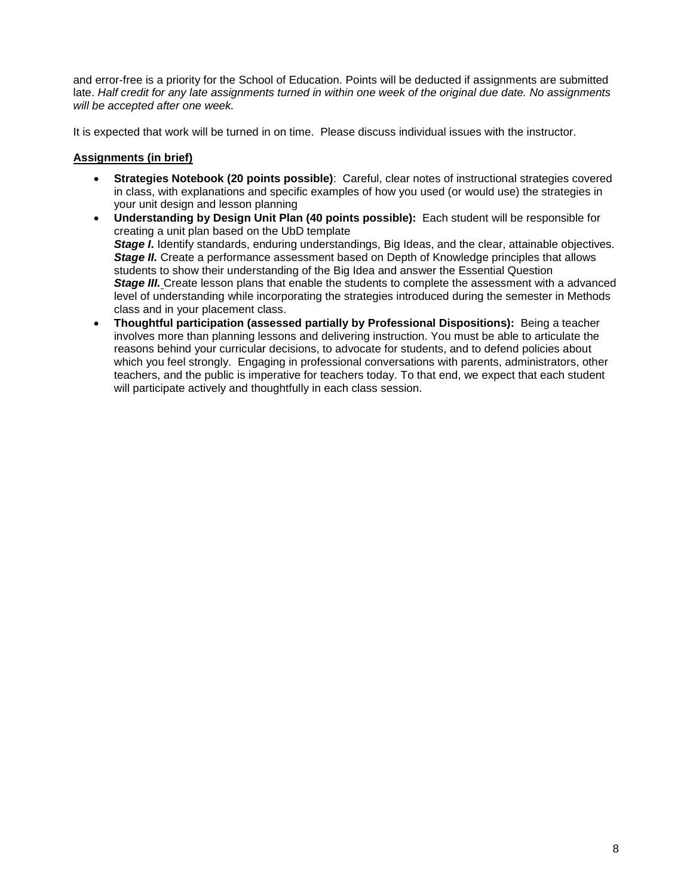and error-free is a priority for the School of Education. Points will be deducted if assignments are submitted late. *Half credit for any late assignments turned in within one week of the original due date. No assignments will be accepted after one week.*

It is expected that work will be turned in on time. Please discuss individual issues with the instructor.

**Assignments (in brief)**

- **Strategies Notebook (20 points possible)**: Careful, clear notes of instructional strategies covered in class, with explanations and specific examples of how you used (or would use) the strategies in your unit design and lesson planning
- **Understanding by Design Unit Plan (40 points possible):** Each student will be responsible for creating a unit plan based on the UbD template
  ***Stage I.*** Identify standards, enduring understandings, Big Ideas, and the clear, attainable objectives.
  ***Stage II.*** Create a performance assessment based on Depth of Knowledge principles that allows students to show their understanding of the Big Idea and answer the Essential Question
  ***Stage III.*** Create lesson plans that enable the students to complete the assessment with a advanced level of understanding while incorporating the strategies introduced during the semester in Methods class and in your placement class.
- **Thoughtful participation (assessed partially by Professional Dispositions):** Being a teacher involves more than planning lessons and delivering instruction. You must be able to articulate the reasons behind your curricular decisions, to advocate for students, and to defend policies about which you feel strongly. Engaging in professional conversations with parents, administrators, other teachers, and the public is imperative for teachers today. To that end, we expect that each student will participate actively and thoughtfully in each class session.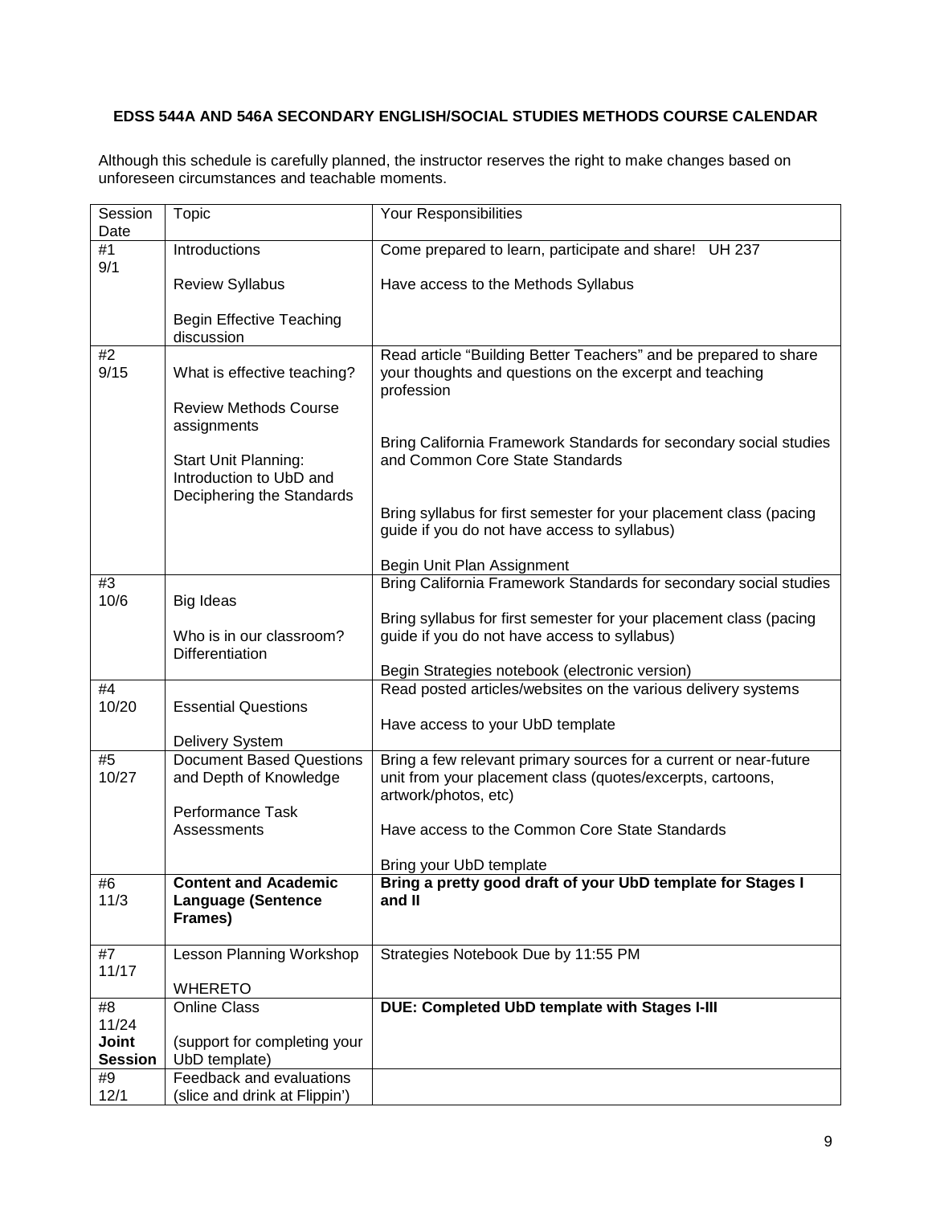**EDSS 544A AND 546A SECONDARY ENGLISH/SOCIAL STUDIES METHODS COURSE CALENDAR**

Although this schedule is carefully planned, the instructor reserves the right to make changes based on unforeseen circumstances and teachable moments.

| Session Date | Topic | Your Responsibilities |
|---|---|---|
| #1<br>9/1 | Introductions<br><br>Review Syllabus<br><br>Begin Effective Teaching discussion | Come prepared to learn, participate and share! UH 237<br><br>Have access to the Methods Syllabus |
| #2<br>9/15 | What is effective teaching?<br><br>Review Methods Course assignments<br><br>Start Unit Planning: Introduction to UbD and Deciphering the Standards | Read article "Building Better Teachers" and be prepared to share your thoughts and questions on the excerpt and teaching profession<br><br>Bring California Framework Standards for secondary social studies and Common Core State Standards<br><br>Bring syllabus for first semester for your placement class (pacing guide if you do not have access to syllabus)<br><br>Begin Unit Plan Assignment |
| #3<br>10/6 | Big Ideas<br><br>Who is in our classroom? Differentiation | Bring California Framework Standards for secondary social studies<br><br>Bring syllabus for first semester for your placement class (pacing guide if you do not have access to syllabus)<br><br>Begin Strategies notebook (electronic version) |
| #4<br>10/20 | Essential Questions<br><br>Delivery System | Read posted articles/websites on the various delivery systems<br><br>Have access to your UbD template |
| #5<br>10/27 | Document Based Questions and Depth of Knowledge<br><br>Performance Task Assessments | Bring a few relevant primary sources for a current or near-future unit from your placement class (quotes/excerpts, cartoons, artwork/photos, etc)<br><br>Have access to the Common Core State Standards<br><br>Bring your UbD template |
| #6<br>11/3 | **Content and Academic Language (Sentence Frames)** | **Bring a pretty good draft of your UbD template for Stages I and II** |
| #7<br>11/17 | Lesson Planning Workshop<br><br>WHERETO | Strategies Notebook Due by 11:55 PM |
| #8<br>11/24<br>**Joint Session** | Online Class<br><br>(support for completing your UbD template) | **DUE: Completed UbD template with Stages I-III** |
| #9<br>12/1 | Feedback and evaluations (slice and drink at Flippin') | |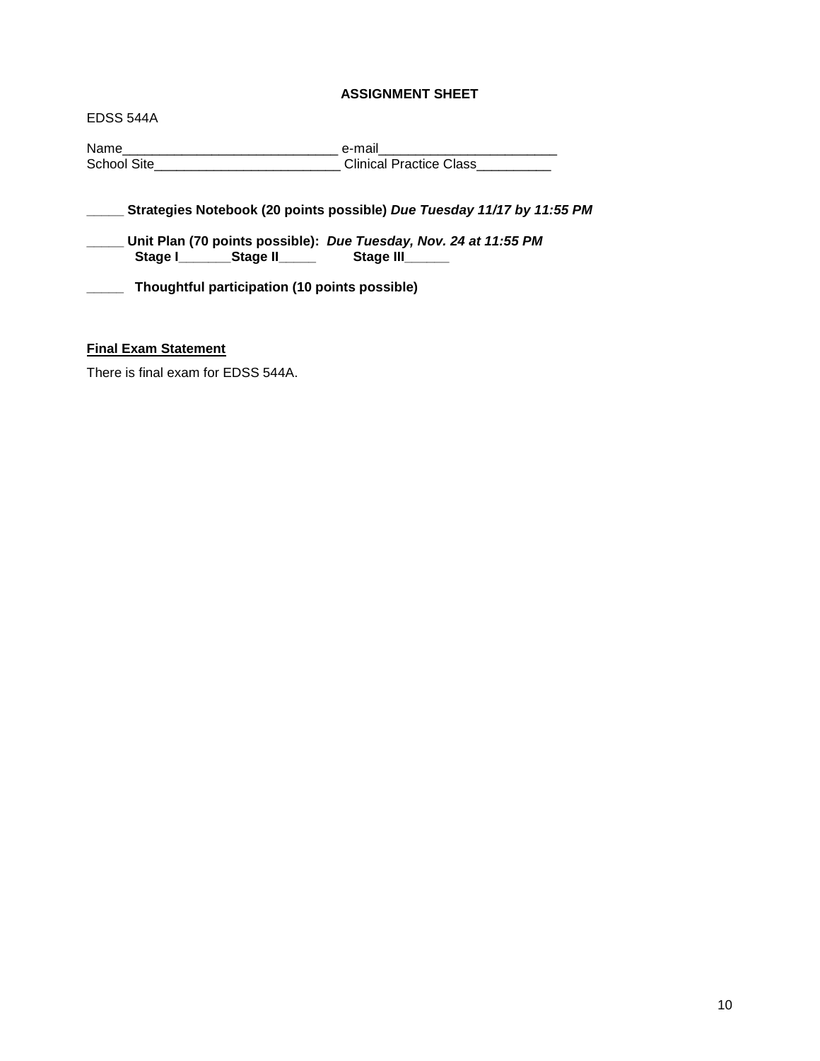**ASSIGNMENT SHEET**

EDSS 544A

Name_____________________________ e-mail________________________
School Site_________________________ Clinical Practice Class__________

_____ **Strategies Notebook (20 points possible)** ***Due Tuesday 11/17 by 11:55 PM***

_____ **Unit Plan (70 points possible):** ***Due Tuesday, Nov. 24 at 11:55 PM***
**Stage I_______Stage II_____ Stage III______**

_____ **Thoughtful participation (10 points possible)**

**Final Exam Statement**

There is final exam for EDSS 544A.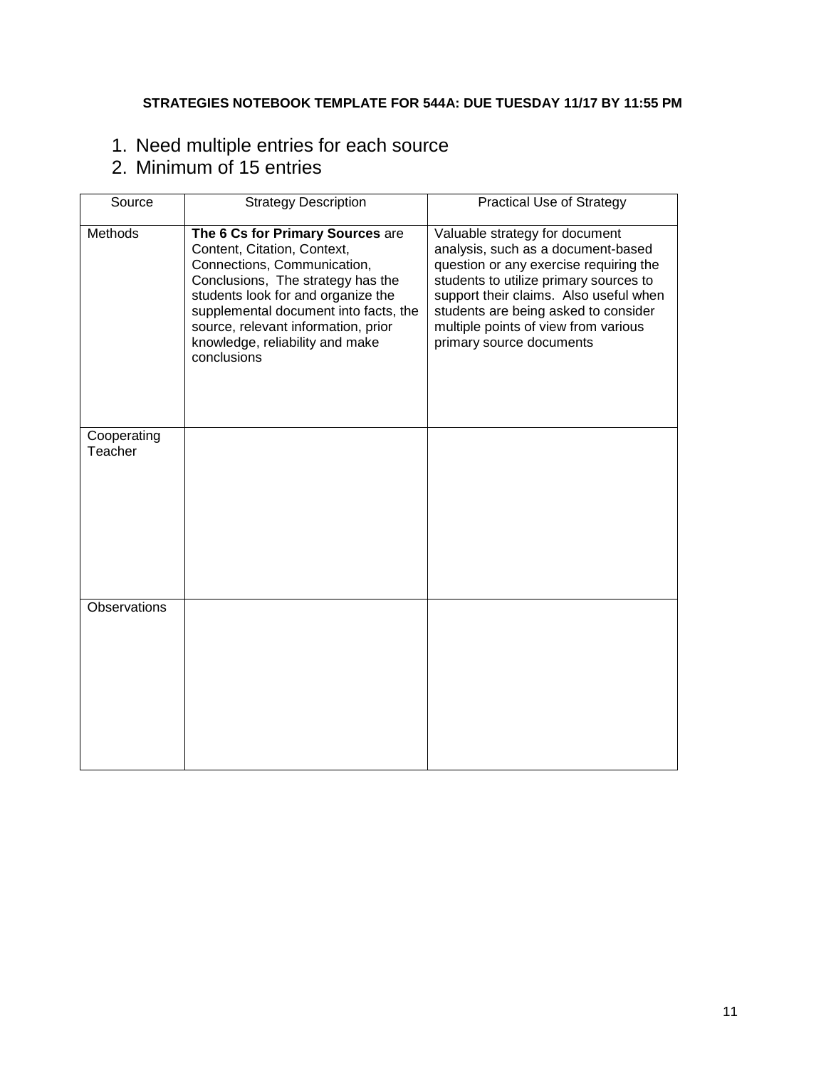**STRATEGIES NOTEBOOK TEMPLATE FOR 544A: DUE TUESDAY 11/17 BY 11:55 PM**

1. Need multiple entries for each source
2. Minimum of 15 entries

| Source | Strategy Description | Practical Use of Strategy |
|---|---|---|
| Methods | **The 6 Cs for Primary Sources** are Content, Citation, Context, Connections, Communication, Conclusions, The strategy has the students look for and organize the supplemental document into facts, the source, relevant information, prior knowledge, reliability and make conclusions | Valuable strategy for document analysis, such as a document-based question or any exercise requiring the students to utilize primary sources to support their claims. Also useful when students are being asked to consider multiple points of view from various primary source documents |
| Cooperating Teacher | | |
| Observations | | |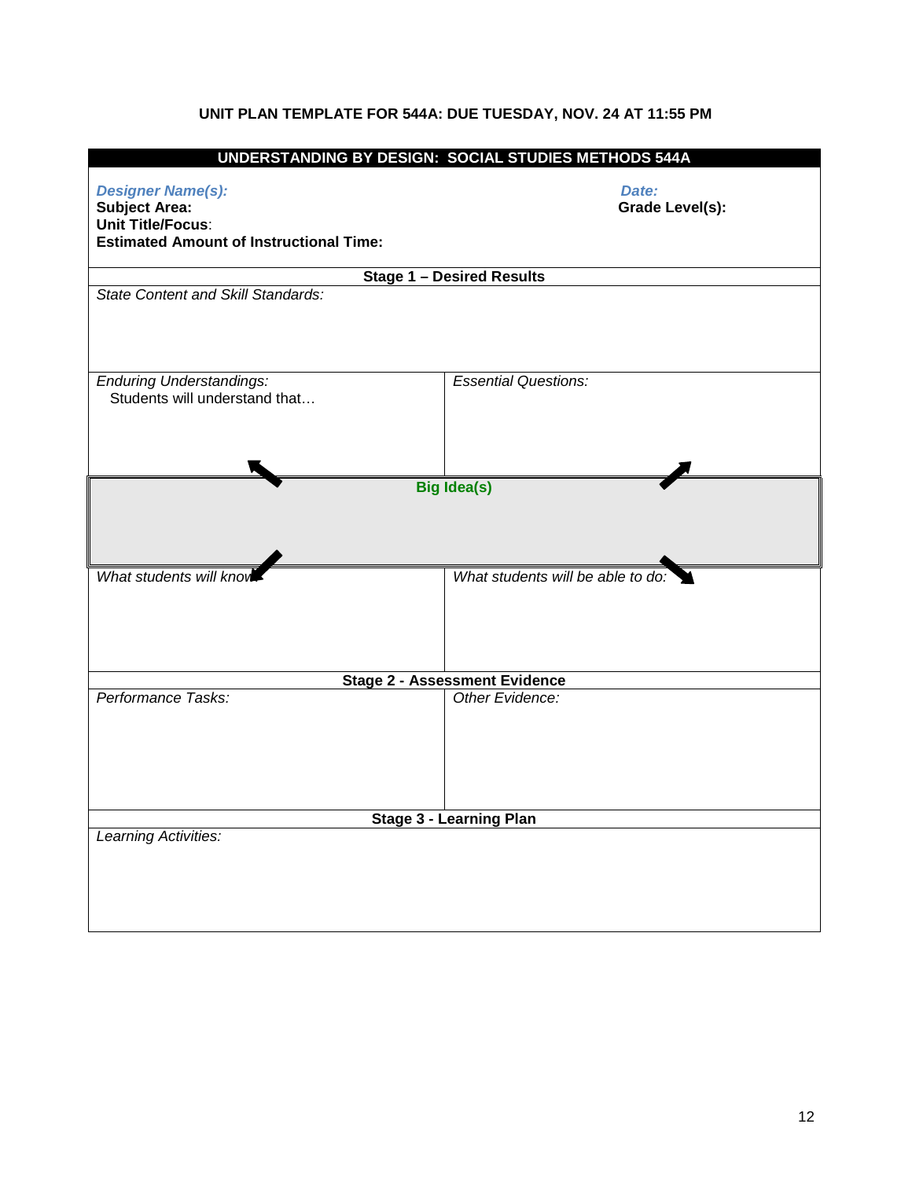**UNIT PLAN TEMPLATE FOR 544A: DUE TUESDAY, NOV. 24 AT 11:55 PM**

| **UNDERSTANDING BY DESIGN: SOCIAL STUDIES METHODS 544A** | |
|---|---|
| ***Designer Name(s):***<br>**Subject Area:**<br>**Unit Title/Focus**:<br>**Estimated Amount of Instructional Time:** | ***Date:***<br>**Grade Level(s):** |
| **Stage 1 – Desired Results** | |
| *State Content and Skill Standards:* | |
| *Enduring Understandings:*<br>Students will understand that… | *Essential Questions:* |
| **Big Idea(s)** | |
| *What students will know:* | *What students will be able to do:* |
| **Stage 2 - Assessment Evidence** | |
| *Performance Tasks:* | *Other Evidence:* |
| **Stage 3 - Learning Plan** | |
| *Learning Activities:* | |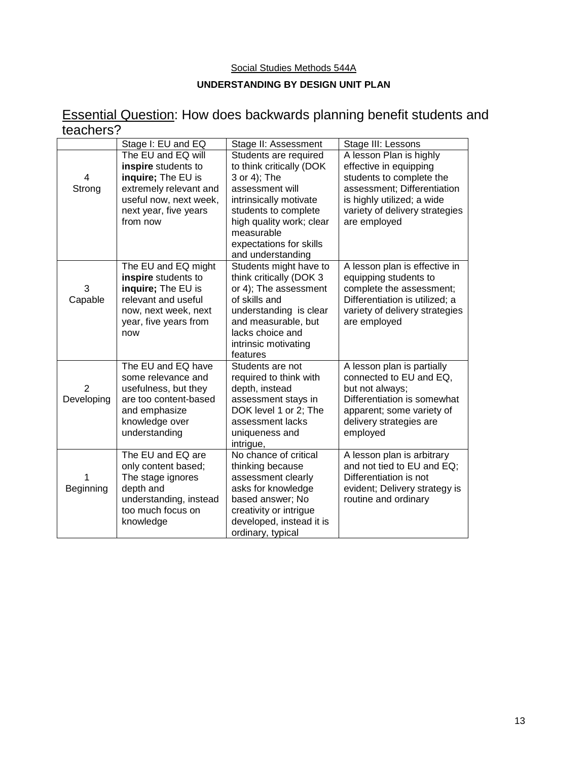Social Studies Methods 544A

**UNDERSTANDING BY DESIGN UNIT PLAN**

## Essential Question: How does backwards planning benefit students and teachers?

| | Stage I: EU and EQ | Stage II: Assessment | Stage III: Lessons |
|---|---|---|---|
| 4 Strong | The EU and EQ will **inspire** students to **inquire;** The EU is extremely relevant and useful now, next week, next year, five years from now | Students are required to think critically (DOK 3 or 4); The assessment will intrinsically motivate students to complete high quality work; clear measurable expectations for skills and understanding | A lesson Plan is highly effective in equipping students to complete the assessment; Differentiation is highly utilized; a wide variety of delivery strategies are employed |
| 3 Capable | The EU and EQ might **inspire** students to **inquire;** The EU is relevant and useful now, next week, next year, five years from now | Students might have to think critically (DOK 3 or 4); The assessment of skills and understanding is clear and measurable, but lacks choice and intrinsic motivating features | A lesson plan is effective in equipping students to complete the assessment; Differentiation is utilized; a variety of delivery strategies are employed |
| 2 Developing | The EU and EQ have some relevance and usefulness, but they are too content-based and emphasize knowledge over understanding | Students are not required to think with depth, instead assessment stays in DOK level 1 or 2; The assessment lacks uniqueness and intrigue, | A lesson plan is partially connected to EU and EQ, but not always; Differentiation is somewhat apparent; some variety of delivery strategies are employed |
| 1 Beginning | The EU and EQ are only content based; The stage ignores depth and understanding, instead too much focus on knowledge | No chance of critical thinking because assessment clearly asks for knowledge based answer; No creativity or intrigue developed, instead it is ordinary, typical | A lesson plan is arbitrary and not tied to EU and EQ; Differentiation is not evident; Delivery strategy is routine and ordinary |